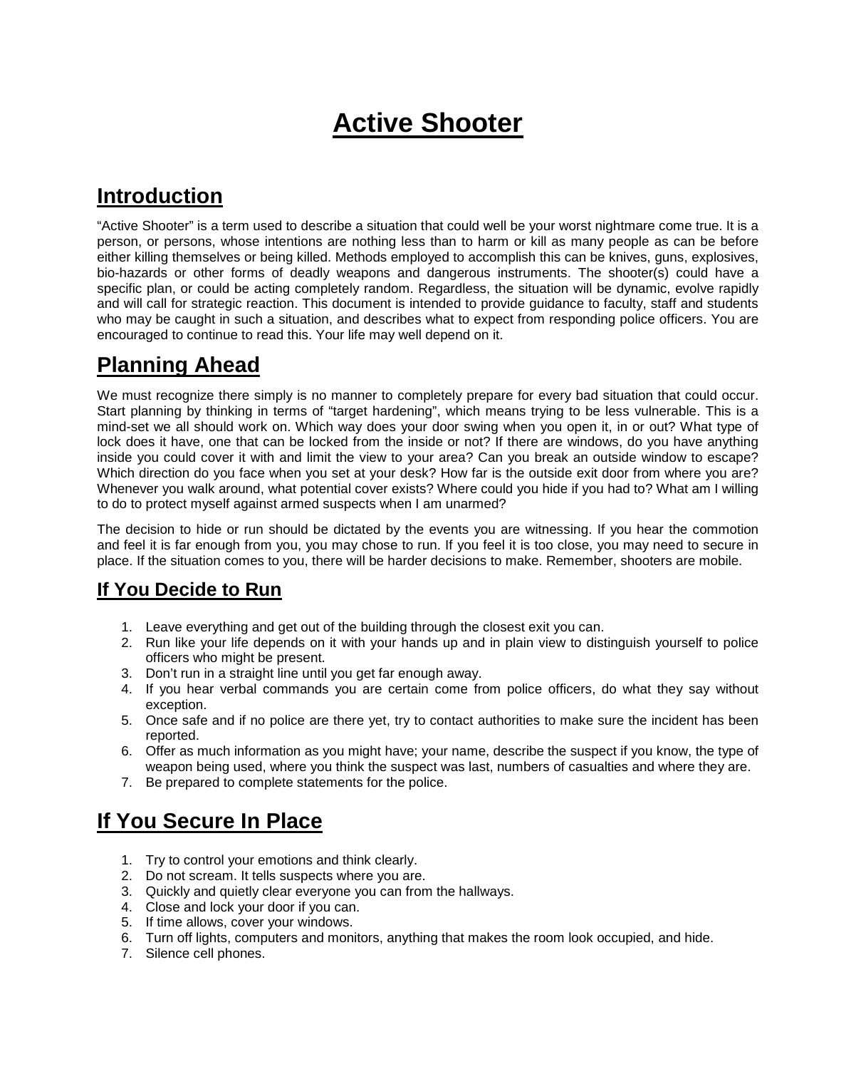# Active Shooter

## Introduction

"Active Shooter" is a term used to describe a situation that could well be your worst nightmare come true. It is a person, or persons, whose intentions are nothing less than to harm or kill as many people as can be before either killing themselves or being killed. Methods employed to accomplish this can be knives, guns, explosives, bio-hazards or other forms of deadly weapons and dangerous instruments. The shooter(s) could have a specific plan, or could be acting completely random. Regardless, the situation will be dynamic, evolve rapidly and will call for strategic reaction. This document is intended to provide guidance to faculty, staff and students who may be caught in such a situation, and describes what to expect from responding police officers. You are encouraged to continue to read this. Your life may well depend on it.

## Planning Ahead

We must recognize there simply is no manner to completely prepare for every bad situation that could occur. Start planning by thinking in terms of "target hardening", which means trying to be less vulnerable. This is a mind-set we all should work on. Which way does your door swing when you open it, in or out? What type of lock does it have, one that can be locked from the inside or not? If there are windows, do you have anything inside you could cover it with and limit the view to your area? Can you break an outside window to escape? Which direction do you face when you set at your desk? How far is the outside exit door from where you are? Whenever you walk around, what potential cover exists? Where could you hide if you had to? What am I willing to do to protect myself against armed suspects when I am unarmed?

The decision to hide or run should be dictated by the events you are witnessing. If you hear the commotion and feel it is far enough from you, you may chose to run. If you feel it is too close, you may need to secure in place. If the situation comes to you, there will be harder decisions to make. Remember, shooters are mobile.

### If You Decide to Run

1. Leave everything and get out of the building through the closest exit you can.
2. Run like your life depends on it with your hands up and in plain view to distinguish yourself to police officers who might be present.
3. Don't run in a straight line until you get far enough away.
4. If you hear verbal commands you are certain come from police officers, do what they say without exception.
5. Once safe and if no police are there yet, try to contact authorities to make sure the incident has been reported.
6. Offer as much information as you might have; your name, describe the suspect if you know, the type of weapon being used, where you think the suspect was last, numbers of casualties and where they are.
7. Be prepared to complete statements for the police.

## If You Secure In Place

1. Try to control your emotions and think clearly.
2. Do not scream. It tells suspects where you are.
3. Quickly and quietly clear everyone you can from the hallways.
4. Close and lock your door if you can.
5. If time allows, cover your windows.
6. Turn off lights, computers and monitors, anything that makes the room look occupied, and hide.
7. Silence cell phones.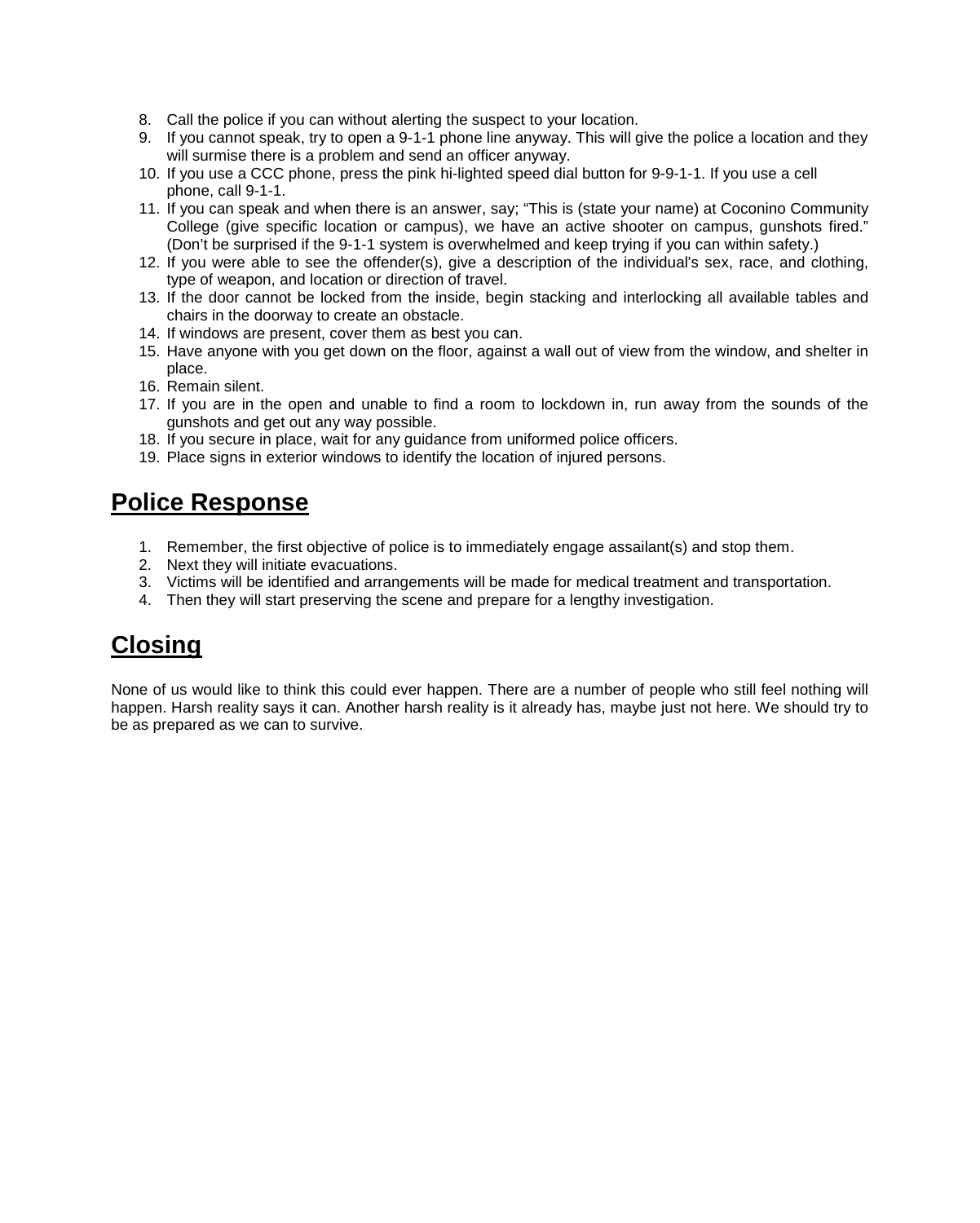8. Call the police if you can without alerting the suspect to your location.
9. If you cannot speak, try to open a 9-1-1 phone line anyway. This will give the police a location and they will surmise there is a problem and send an officer anyway.
10. If you use a CCC phone, press the pink hi-lighted speed dial button for 9-9-1-1. If you use a cell phone, call 9-1-1.
11. If you can speak and when there is an answer, say; "This is (state your name) at Coconino Community College (give specific location or campus), we have an active shooter on campus, gunshots fired." (Don't be surprised if the 9-1-1 system is overwhelmed and keep trying if you can within safety.)
12. If you were able to see the offender(s), give a description of the individual's sex, race, and clothing, type of weapon, and location or direction of travel.
13. If the door cannot be locked from the inside, begin stacking and interlocking all available tables and chairs in the doorway to create an obstacle.
14. If windows are present, cover them as best you can.
15. Have anyone with you get down on the floor, against a wall out of view from the window, and shelter in place.
16. Remain silent.
17. If you are in the open and unable to find a room to lockdown in, run away from the sounds of the gunshots and get out any way possible.
18. If you secure in place, wait for any guidance from uniformed police officers.
19. Place signs in exterior windows to identify the location of injured persons.

## Police Response

1. Remember, the first objective of police is to immediately engage assailant(s) and stop them.
2. Next they will initiate evacuations.
3. Victims will be identified and arrangements will be made for medical treatment and transportation.
4. Then they will start preserving the scene and prepare for a lengthy investigation.

## Closing

None of us would like to think this could ever happen. There are a number of people who still feel nothing will happen. Harsh reality says it can. Another harsh reality is it already has, maybe just not here. We should try to be as prepared as we can to survive.